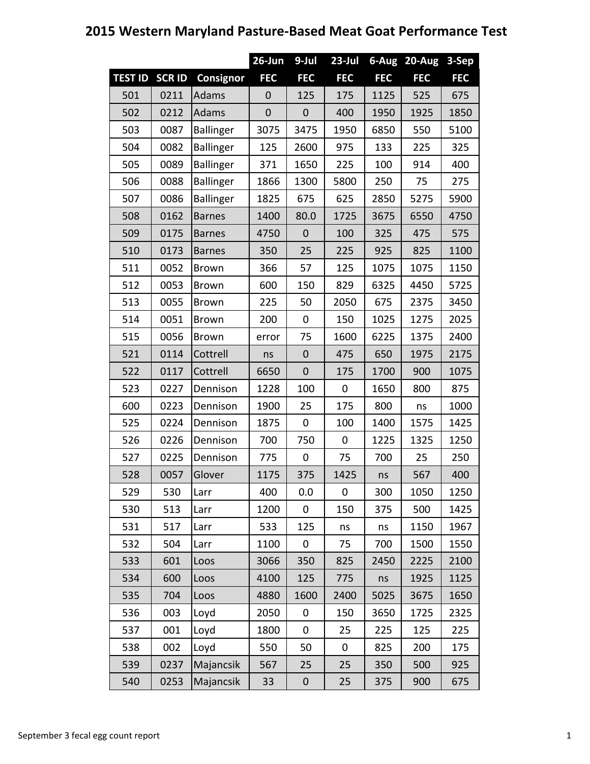# 2015 Western Maryland Pasture-Based Meat Goat Performance Test

| | | | 26-Jun | 9-Jul | 23-Jul | 6-Aug | 20-Aug | 3-Sep |
|---|---|---|---|---|---|---|---|---|
| TEST ID | SCR ID | Consignor | FEC | FEC | FEC | FEC | FEC | FEC |
| 501 | 0211 | Adams | 0 | 125 | 175 | 1125 | 525 | 675 |
| 502 | 0212 | Adams | 0 | 0 | 400 | 1950 | 1925 | 1850 |
| 503 | 0087 | Ballinger | 3075 | 3475 | 1950 | 6850 | 550 | 5100 |
| 504 | 0082 | Ballinger | 125 | 2600 | 975 | 133 | 225 | 325 |
| 505 | 0089 | Ballinger | 371 | 1650 | 225 | 100 | 914 | 400 |
| 506 | 0088 | Ballinger | 1866 | 1300 | 5800 | 250 | 75 | 275 |
| 507 | 0086 | Ballinger | 1825 | 675 | 625 | 2850 | 5275 | 5900 |
| 508 | 0162 | Barnes | 1400 | 80.0 | 1725 | 3675 | 6550 | 4750 |
| 509 | 0175 | Barnes | 4750 | 0 | 100 | 325 | 475 | 575 |
| 510 | 0173 | Barnes | 350 | 25 | 225 | 925 | 825 | 1100 |
| 511 | 0052 | Brown | 366 | 57 | 125 | 1075 | 1075 | 1150 |
| 512 | 0053 | Brown | 600 | 150 | 829 | 6325 | 4450 | 5725 |
| 513 | 0055 | Brown | 225 | 50 | 2050 | 675 | 2375 | 3450 |
| 514 | 0051 | Brown | 200 | 0 | 150 | 1025 | 1275 | 2025 |
| 515 | 0056 | Brown | error | 75 | 1600 | 6225 | 1375 | 2400 |
| 521 | 0114 | Cottrell | ns | 0 | 475 | 650 | 1975 | 2175 |
| 522 | 0117 | Cottrell | 6650 | 0 | 175 | 1700 | 900 | 1075 |
| 523 | 0227 | Dennison | 1228 | 100 | 0 | 1650 | 800 | 875 |
| 600 | 0223 | Dennison | 1900 | 25 | 175 | 800 | ns | 1000 |
| 525 | 0224 | Dennison | 1875 | 0 | 100 | 1400 | 1575 | 1425 |
| 526 | 0226 | Dennison | 700 | 750 | 0 | 1225 | 1325 | 1250 |
| 527 | 0225 | Dennison | 775 | 0 | 75 | 700 | 25 | 250 |
| 528 | 0057 | Glover | 1175 | 375 | 1425 | ns | 567 | 400 |
| 529 | 530 | Larr | 400 | 0.0 | 0 | 300 | 1050 | 1250 |
| 530 | 513 | Larr | 1200 | 0 | 150 | 375 | 500 | 1425 |
| 531 | 517 | Larr | 533 | 125 | ns | ns | 1150 | 1967 |
| 532 | 504 | Larr | 1100 | 0 | 75 | 700 | 1500 | 1550 |
| 533 | 601 | Loos | 3066 | 350 | 825 | 2450 | 2225 | 2100 |
| 534 | 600 | Loos | 4100 | 125 | 775 | ns | 1925 | 1125 |
| 535 | 704 | Loos | 4880 | 1600 | 2400 | 5025 | 3675 | 1650 |
| 536 | 003 | Loyd | 2050 | 0 | 150 | 3650 | 1725 | 2325 |
| 537 | 001 | Loyd | 1800 | 0 | 25 | 225 | 125 | 225 |
| 538 | 002 | Loyd | 550 | 50 | 0 | 825 | 200 | 175 |
| 539 | 0237 | Majancsik | 567 | 25 | 25 | 350 | 500 | 925 |
| 540 | 0253 | Majancsik | 33 | 0 | 25 | 375 | 900 | 675 |

September 3 fecal egg count report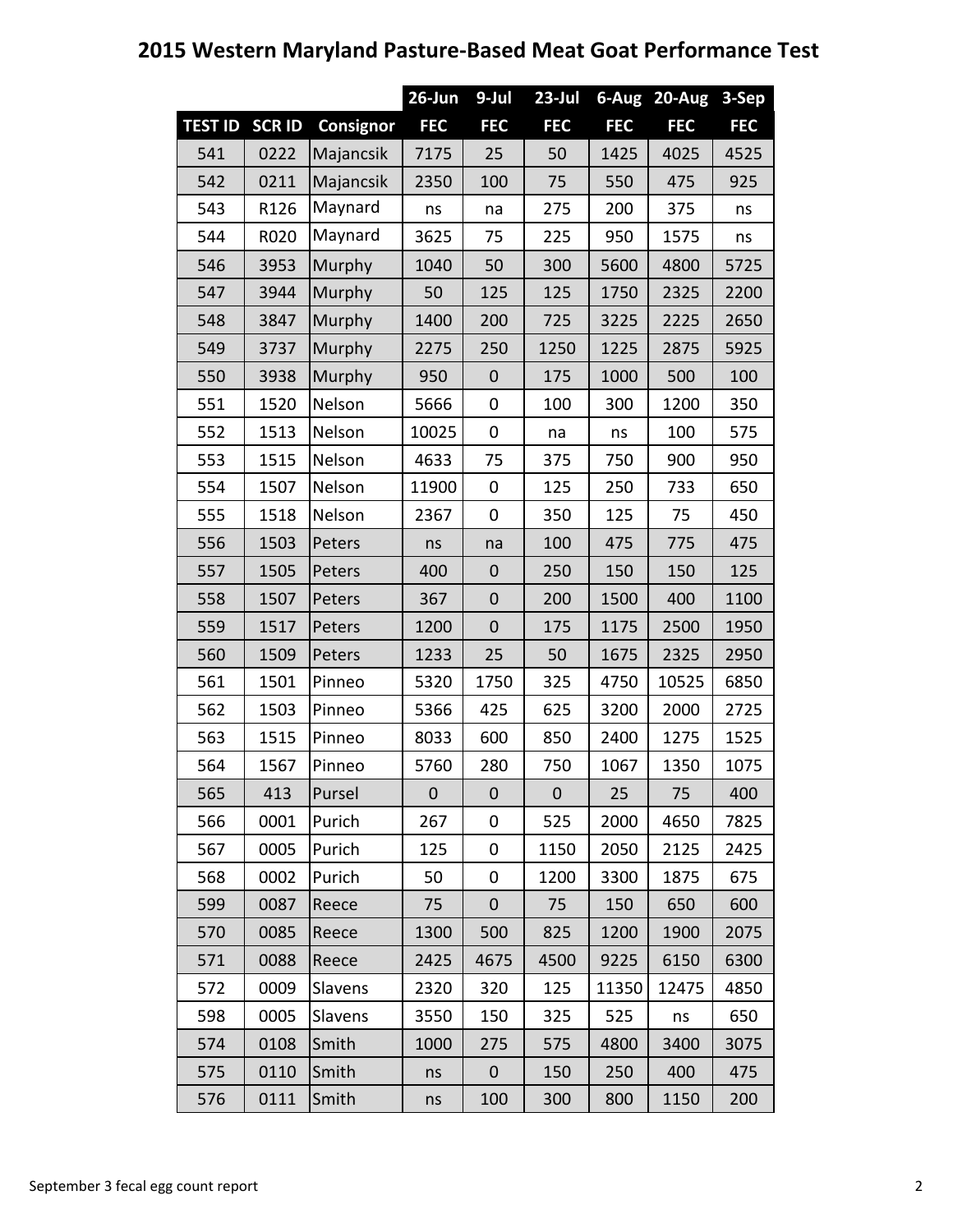# 2015 Western Maryland Pasture-Based Meat Goat Performance Test

| | | | 26-Jun | 9-Jul | 23-Jul | 6-Aug | 20-Aug | 3-Sep |
|---|---|---|---|---|---|---|---|---|
| **TEST ID** | **SCR ID** | **Consignor** | **FEC** | **FEC** | **FEC** | **FEC** | **FEC** | **FEC** |
| 541 | 0222 | Majancsik | 7175 | 25 | 50 | 1425 | 4025 | 4525 |
| 542 | 0211 | Majancsik | 2350 | 100 | 75 | 550 | 475 | 925 |
| 543 | R126 | Maynard | ns | na | 275 | 200 | 375 | ns |
| 544 | R020 | Maynard | 3625 | 75 | 225 | 950 | 1575 | ns |
| 546 | 3953 | Murphy | 1040 | 50 | 300 | 5600 | 4800 | 5725 |
| 547 | 3944 | Murphy | 50 | 125 | 125 | 1750 | 2325 | 2200 |
| 548 | 3847 | Murphy | 1400 | 200 | 725 | 3225 | 2225 | 2650 |
| 549 | 3737 | Murphy | 2275 | 250 | 1250 | 1225 | 2875 | 5925 |
| 550 | 3938 | Murphy | 950 | 0 | 175 | 1000 | 500 | 100 |
| 551 | 1520 | Nelson | 5666 | 0 | 100 | 300 | 1200 | 350 |
| 552 | 1513 | Nelson | 10025 | 0 | na | ns | 100 | 575 |
| 553 | 1515 | Nelson | 4633 | 75 | 375 | 750 | 900 | 950 |
| 554 | 1507 | Nelson | 11900 | 0 | 125 | 250 | 733 | 650 |
| 555 | 1518 | Nelson | 2367 | 0 | 350 | 125 | 75 | 450 |
| 556 | 1503 | Peters | ns | na | 100 | 475 | 775 | 475 |
| 557 | 1505 | Peters | 400 | 0 | 250 | 150 | 150 | 125 |
| 558 | 1507 | Peters | 367 | 0 | 200 | 1500 | 400 | 1100 |
| 559 | 1517 | Peters | 1200 | 0 | 175 | 1175 | 2500 | 1950 |
| 560 | 1509 | Peters | 1233 | 25 | 50 | 1675 | 2325 | 2950 |
| 561 | 1501 | Pinneo | 5320 | 1750 | 325 | 4750 | 10525 | 6850 |
| 562 | 1503 | Pinneo | 5366 | 425 | 625 | 3200 | 2000 | 2725 |
| 563 | 1515 | Pinneo | 8033 | 600 | 850 | 2400 | 1275 | 1525 |
| 564 | 1567 | Pinneo | 5760 | 280 | 750 | 1067 | 1350 | 1075 |
| 565 | 413 | Pursel | 0 | 0 | 0 | 25 | 75 | 400 |
| 566 | 0001 | Purich | 267 | 0 | 525 | 2000 | 4650 | 7825 |
| 567 | 0005 | Purich | 125 | 0 | 1150 | 2050 | 2125 | 2425 |
| 568 | 0002 | Purich | 50 | 0 | 1200 | 3300 | 1875 | 675 |
| 599 | 0087 | Reece | 75 | 0 | 75 | 150 | 650 | 600 |
| 570 | 0085 | Reece | 1300 | 500 | 825 | 1200 | 1900 | 2075 |
| 571 | 0088 | Reece | 2425 | 4675 | 4500 | 9225 | 6150 | 6300 |
| 572 | 0009 | Slavens | 2320 | 320 | 125 | 11350 | 12475 | 4850 |
| 598 | 0005 | Slavens | 3550 | 150 | 325 | 525 | ns | 650 |
| 574 | 0108 | Smith | 1000 | 275 | 575 | 4800 | 3400 | 3075 |
| 575 | 0110 | Smith | ns | 0 | 150 | 250 | 400 | 475 |
| 576 | 0111 | Smith | ns | 100 | 300 | 800 | 1150 | 200 |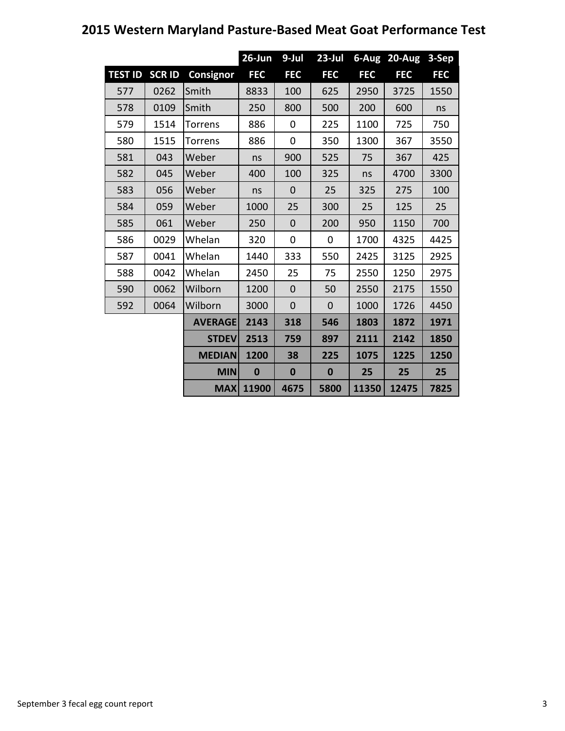# 2015 Western Maryland Pasture-Based Meat Goat Performance Test

| | | | 26-Jun | 9-Jul | 23-Jul | 6-Aug | 20-Aug | 3-Sep |
|---|---|---|---|---|---|---|---|---|
| TEST ID | SCR ID | Consignor | FEC | FEC | FEC | FEC | FEC | FEC |
| 577 | 0262 | Smith | 8833 | 100 | 625 | 2950 | 3725 | 1550 |
| 578 | 0109 | Smith | 250 | 800 | 500 | 200 | 600 | ns |
| 579 | 1514 | Torrens | 886 | 0 | 225 | 1100 | 725 | 750 |
| 580 | 1515 | Torrens | 886 | 0 | 350 | 1300 | 367 | 3550 |
| 581 | 043 | Weber | ns | 900 | 525 | 75 | 367 | 425 |
| 582 | 045 | Weber | 400 | 100 | 325 | ns | 4700 | 3300 |
| 583 | 056 | Weber | ns | 0 | 25 | 325 | 275 | 100 |
| 584 | 059 | Weber | 1000 | 25 | 300 | 25 | 125 | 25 |
| 585 | 061 | Weber | 250 | 0 | 200 | 950 | 1150 | 700 |
| 586 | 0029 | Whelan | 320 | 0 | 0 | 1700 | 4325 | 4425 |
| 587 | 0041 | Whelan | 1440 | 333 | 550 | 2425 | 3125 | 2925 |
| 588 | 0042 | Whelan | 2450 | 25 | 75 | 2550 | 1250 | 2975 |
| 590 | 0062 | Wilborn | 1200 | 0 | 50 | 2550 | 2175 | 1550 |
| 592 | 0064 | Wilborn | 3000 | 0 | 0 | 1000 | 1726 | 4450 |
| | | **AVERAGE** | **2143** | **318** | **546** | **1803** | **1872** | **1971** |
| | | **STDEV** | **2513** | **759** | **897** | **2111** | **2142** | **1850** |
| | | **MEDIAN** | **1200** | **38** | **225** | **1075** | **1225** | **1250** |
| | | **MIN** | **0** | **0** | **0** | **25** | **25** | **25** |
| | | **MAX** | **11900** | **4675** | **5800** | **11350** | **12475** | **7825** |

September 3 fecal egg count report